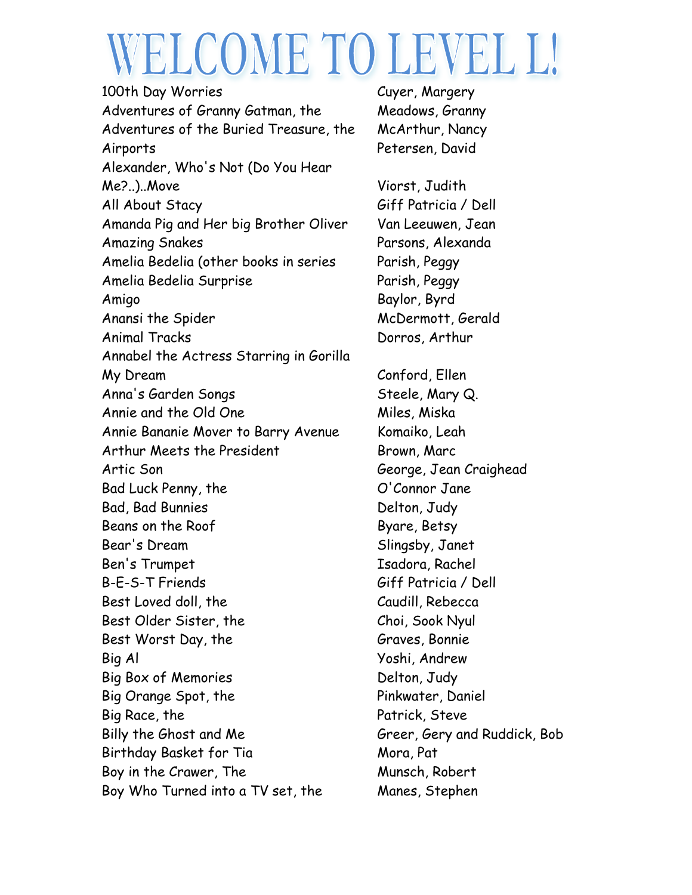# WELCOME TO LEVEL L!

| Title | Author |
|---|---|
| 100th Day Worries | Cuyer, Margery |
| Adventures of Granny Gatman, the | Meadows, Granny |
| Adventures of the Buried Treasure, the | McArthur, Nancy |
| Airports | Petersen, David |
| Alexander, Who's Not (Do You Hear Me?..)..Move | Viorst, Judith |
| All About Stacy | Giff Patricia / Dell |
| Amanda Pig and Her big Brother Oliver | Van Leeuwen, Jean |
| Amazing Snakes | Parsons, Alexanda |
| Amelia Bedelia (other books in series | Parish, Peggy |
| Amelia Bedelia Surprise | Parish, Peggy |
| Amigo | Baylor, Byrd |
| Anansi the Spider | McDermott, Gerald |
| Animal Tracks | Dorros, Arthur |
| Annabel the Actress Starring in Gorilla My Dream | Conford, Ellen |
| Anna's Garden Songs | Steele, Mary Q. |
| Annie and the Old One | Miles, Miska |
| Annie Bananie Mover to Barry Avenue | Komaiko, Leah |
| Arthur Meets the President | Brown, Marc |
| Artic Son | George, Jean Craighead |
| Bad Luck Penny, the | O'Connor Jane |
| Bad, Bad Bunnies | Delton, Judy |
| Beans on the Roof | Byare, Betsy |
| Bear's Dream | Slingsby, Janet |
| Ben's Trumpet | Isadora, Rachel |
| B-E-S-T Friends | Giff Patricia / Dell |
| Best Loved doll, the | Caudill, Rebecca |
| Best Older Sister, the | Choi, Sook Nyul |
| Best Worst Day, the | Graves, Bonnie |
| Big Al | Yoshi, Andrew |
| Big Box of Memories | Delton, Judy |
| Big Orange Spot, the | Pinkwater, Daniel |
| Big Race, the | Patrick, Steve |
| Billy the Ghost and Me | Greer, Gery and Ruddick, Bob |
| Birthday Basket for Tia | Mora, Pat |
| Boy in the Crawer, The | Munsch, Robert |
| Boy Who Turned into a TV set, the | Manes, Stephen |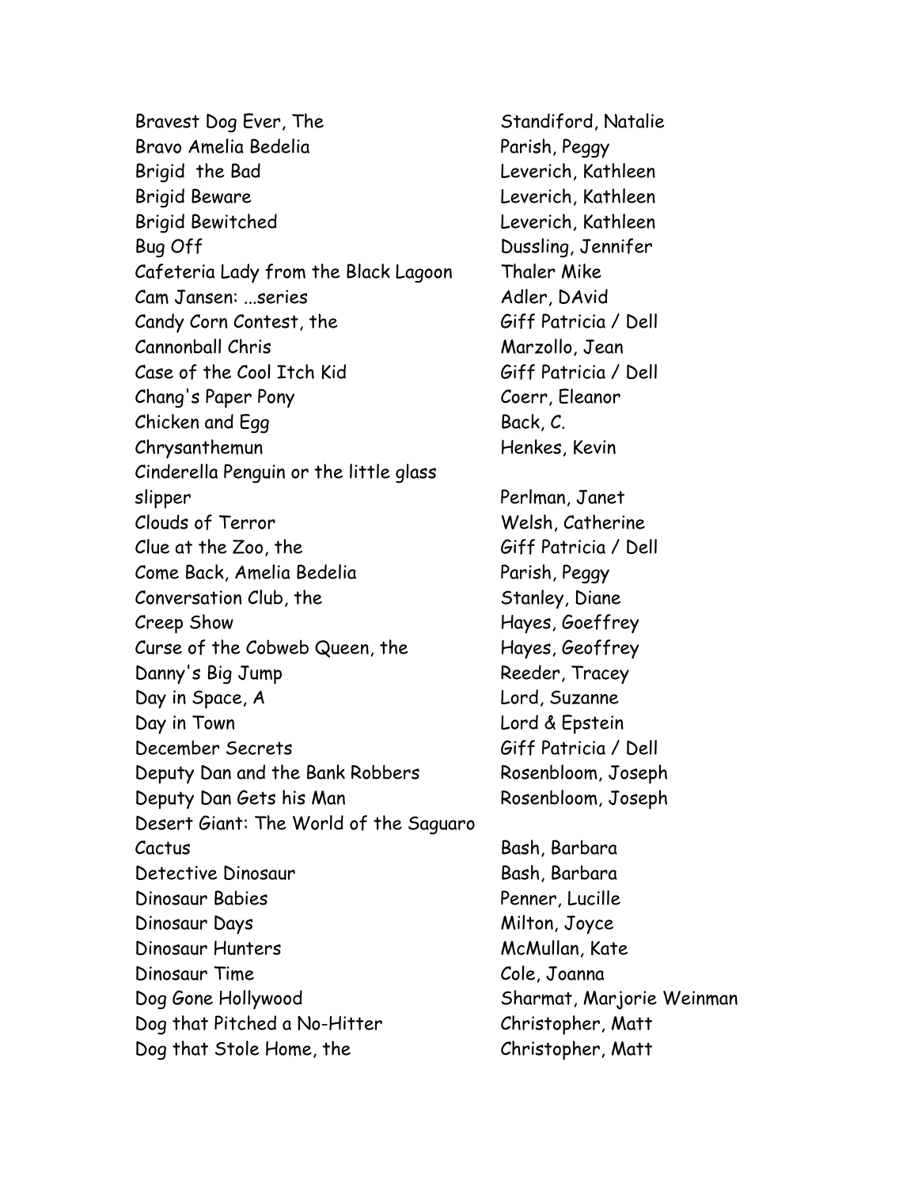| | |
|---|---|
| Bravest Dog Ever, The | Standiford, Natalie |
| Bravo Amelia Bedelia | Parish, Peggy |
| Brigid  the Bad | Leverich, Kathleen |
| Brigid Beware | Leverich, Kathleen |
| Brigid Bewitched | Leverich, Kathleen |
| Bug Off | Dussling, Jennifer |
| Cafeteria Lady from the Black Lagoon | Thaler Mike |
| Cam Jansen: ...series | Adler, DAvid |
| Candy Corn Contest, the | Giff Patricia / Dell |
| Cannonball Chris | Marzollo, Jean |
| Case of the Cool Itch Kid | Giff Patricia / Dell |
| Chang's Paper Pony | Coerr, Eleanor |
| Chicken and Egg | Back, C. |
| Chrysanthemun | Henkes, Kevin |
| Cinderella Penguin or the little glass slipper | Perlman, Janet |
| Clouds of Terror | Welsh, Catherine |
| Clue at the Zoo, the | Giff Patricia / Dell |
| Come Back, Amelia Bedelia | Parish, Peggy |
| Conversation Club, the | Stanley, Diane |
| Creep Show | Hayes, Goeffrey |
| Curse of the Cobweb Queen, the | Hayes, Geoffrey |
| Danny's Big Jump | Reeder, Tracey |
| Day in Space, A | Lord, Suzanne |
| Day in Town | Lord & Epstein |
| December Secrets | Giff Patricia / Dell |
| Deputy Dan and the Bank Robbers | Rosenbloom, Joseph |
| Deputy Dan Gets his Man | Rosenbloom, Joseph |
| Desert Giant: The World of the Saguaro Cactus | Bash, Barbara |
| Detective Dinosaur | Bash, Barbara |
| Dinosaur Babies | Penner, Lucille |
| Dinosaur Days | Milton, Joyce |
| Dinosaur Hunters | McMullan, Kate |
| Dinosaur Time | Cole, Joanna |
| Dog Gone Hollywood | Sharmat, Marjorie Weinman |
| Dog that Pitched a No-Hitter | Christopher, Matt |
| Dog that Stole Home, the | Christopher, Matt |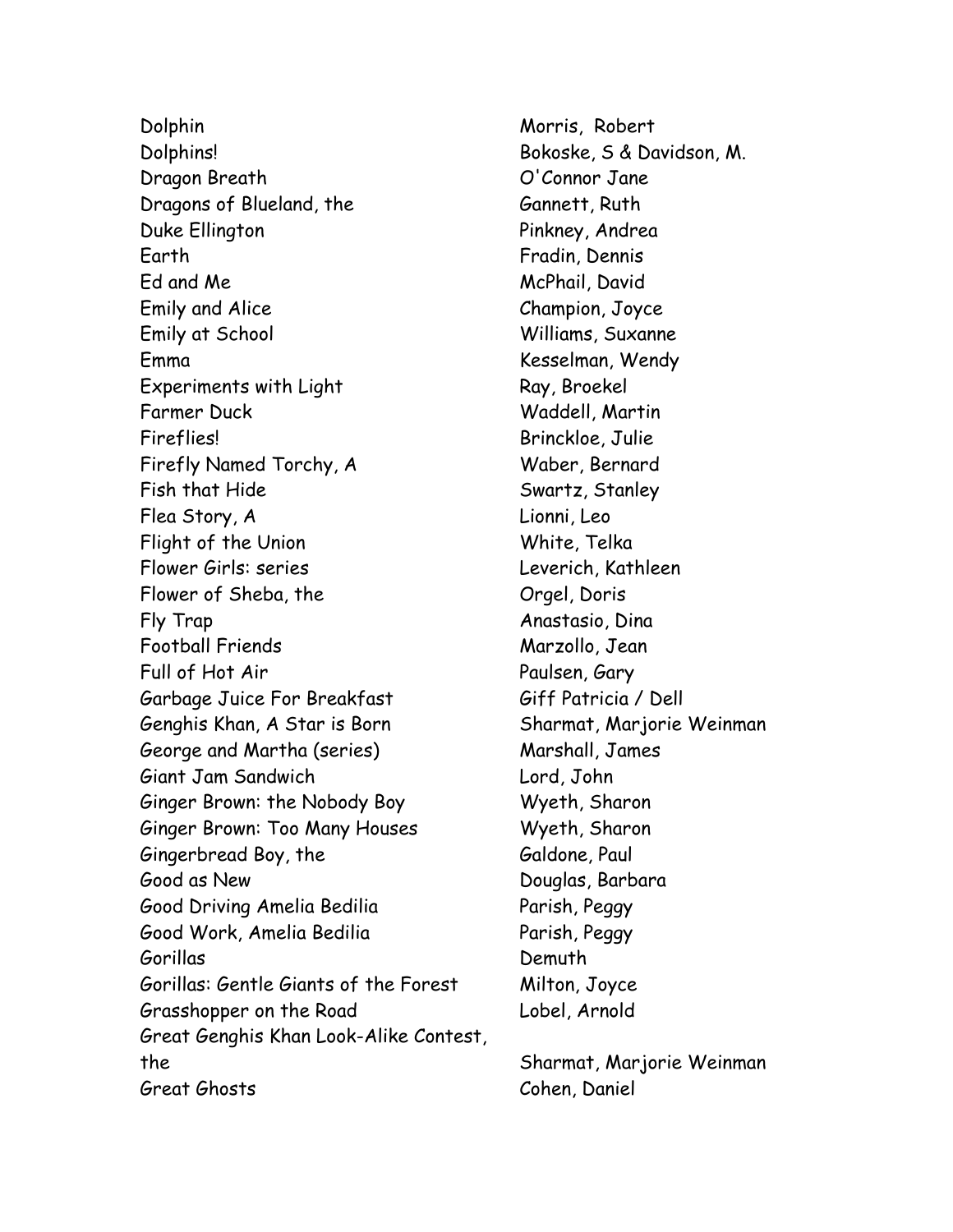| | |
|---|---|
| Dolphin | Morris, Robert |
| Dolphins! | Bokoske, S & Davidson, M. |
| Dragon Breath | O'Connor Jane |
| Dragons of Blueland, the | Gannett, Ruth |
| Duke Ellington | Pinkney, Andrea |
| Earth | Fradin, Dennis |
| Ed and Me | McPhail, David |
| Emily and Alice | Champion, Joyce |
| Emily at School | Williams, Suxanne |
| Emma | Kesselman, Wendy |
| Experiments with Light | Ray, Broekel |
| Farmer Duck | Waddell, Martin |
| Fireflies! | Brinckloe, Julie |
| Firefly Named Torchy, A | Waber, Bernard |
| Fish that Hide | Swartz, Stanley |
| Flea Story, A | Lionni, Leo |
| Flight of the Union | White, Telka |
| Flower Girls: series | Leverich, Kathleen |
| Flower of Sheba, the | Orgel, Doris |
| Fly Trap | Anastasio, Dina |
| Football Friends | Marzollo, Jean |
| Full of Hot Air | Paulsen, Gary |
| Garbage Juice For Breakfast | Giff Patricia / Dell |
| Genghis Khan, A Star is Born | Sharmat, Marjorie Weinman |
| George and Martha (series) | Marshall, James |
| Giant Jam Sandwich | Lord, John |
| Ginger Brown: the Nobody Boy | Wyeth, Sharon |
| Ginger Brown: Too Many Houses | Wyeth, Sharon |
| Gingerbread Boy, the | Galdone, Paul |
| Good as New | Douglas, Barbara |
| Good Driving Amelia Bedilia | Parish, Peggy |
| Good Work, Amelia Bedilia | Parish, Peggy |
| Gorillas | Demuth |
| Gorillas: Gentle Giants of the Forest | Milton, Joyce |
| Grasshopper on the Road | Lobel, Arnold |
| Great Genghis Khan Look-Alike Contest, the | Sharmat, Marjorie Weinman |
| Great Ghosts | Cohen, Daniel |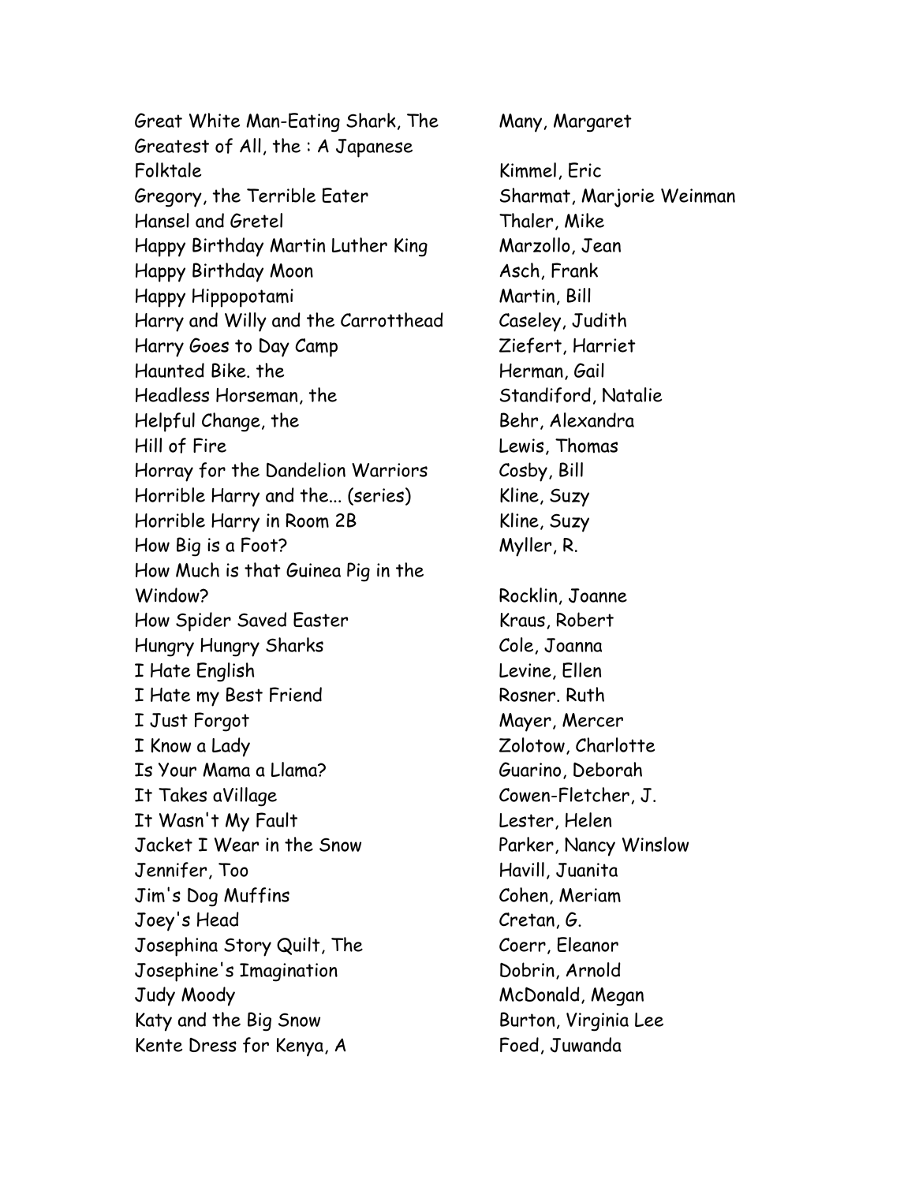| | |
|---|---|
| Great White Man-Eating Shark, The | Many, Margaret |
| Greatest of All, the : A Japanese Folktale | Kimmel, Eric |
| Gregory, the Terrible Eater | Sharmat, Marjorie Weinman |
| Hansel and Gretel | Thaler, Mike |
| Happy Birthday Martin Luther King | Marzollo, Jean |
| Happy Birthday Moon | Asch, Frank |
| Happy Hippopotami | Martin, Bill |
| Harry and Willy and the Carrotthead | Caseley, Judith |
| Harry Goes to Day Camp | Ziefert, Harriet |
| Haunted Bike. the | Herman, Gail |
| Headless Horseman, the | Standiford, Natalie |
| Helpful Change, the | Behr, Alexandra |
| Hill of Fire | Lewis, Thomas |
| Horray for the Dandelion Warriors | Cosby, Bill |
| Horrible Harry and the... (series) | Kline, Suzy |
| Horrible Harry in Room 2B | Kline, Suzy |
| How Big is a Foot? | Myller, R. |
| How Much is that Guinea Pig in the Window? | Rocklin, Joanne |
| How Spider Saved Easter | Kraus, Robert |
| Hungry Hungry Sharks | Cole, Joanna |
| I Hate English | Levine, Ellen |
| I Hate my Best Friend | Rosner. Ruth |
| I Just Forgot | Mayer, Mercer |
| I Know a Lady | Zolotow, Charlotte |
| Is Your Mama a Llama? | Guarino, Deborah |
| It Takes aVillage | Cowen-Fletcher, J. |
| It Wasn't My Fault | Lester, Helen |
| Jacket I Wear in the Snow | Parker, Nancy Winslow |
| Jennifer, Too | Havill, Juanita |
| Jim's Dog Muffins | Cohen, Meriam |
| Joey's Head | Cretan, G. |
| Josephina Story Quilt, The | Coerr, Eleanor |
| Josephine's Imagination | Dobrin, Arnold |
| Judy Moody | McDonald, Megan |
| Katy and the Big Snow | Burton, Virginia Lee |
| Kente Dress for Kenya, A | Foed, Juwanda |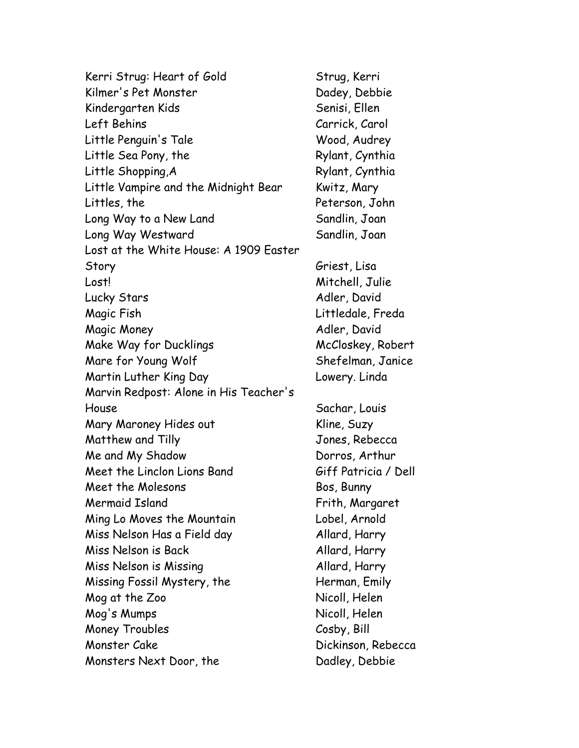| | |
|---|---|
| Kerri Strug: Heart of Gold | Strug, Kerri |
| Kilmer's Pet Monster | Dadey, Debbie |
| Kindergarten Kids | Senisi, Ellen |
| Left Behins | Carrick, Carol |
| Little Penguin's Tale | Wood, Audrey |
| Little Sea Pony, the | Rylant, Cynthia |
| Little Shopping,A | Rylant, Cynthia |
| Little Vampire and the Midnight Bear | Kwitz, Mary |
| Littles, the | Peterson, John |
| Long Way to a New Land | Sandlin, Joan |
| Long Way Westward | Sandlin, Joan |
| Lost at the White House: A 1909 Easter Story | Griest, Lisa |
| Lost! | Mitchell, Julie |
| Lucky Stars | Adler, David |
| Magic Fish | Littledale, Freda |
| Magic Money | Adler, David |
| Make Way for Ducklings | McCloskey, Robert |
| Mare for Young Wolf | Shefelman, Janice |
| Martin Luther King Day | Lowery. Linda |
| Marvin Redpost: Alone in His Teacher's House | Sachar, Louis |
| Mary Maroney Hides out | Kline, Suzy |
| Matthew and Tilly | Jones, Rebecca |
| Me and My Shadow | Dorros, Arthur |
| Meet the Linclon Lions Band | Giff Patricia / Dell |
| Meet the Molesons | Bos, Bunny |
| Mermaid Island | Frith, Margaret |
| Ming Lo Moves the Mountain | Lobel, Arnold |
| Miss Nelson Has a Field day | Allard, Harry |
| Miss Nelson is Back | Allard, Harry |
| Miss Nelson is Missing | Allard, Harry |
| Missing Fossil Mystery, the | Herman, Emily |
| Mog at the Zoo | Nicoll, Helen |
| Mog's Mumps | Nicoll, Helen |
| Money Troubles | Cosby, Bill |
| Monster Cake | Dickinson, Rebecca |
| Monsters Next Door, the | Dadley, Debbie |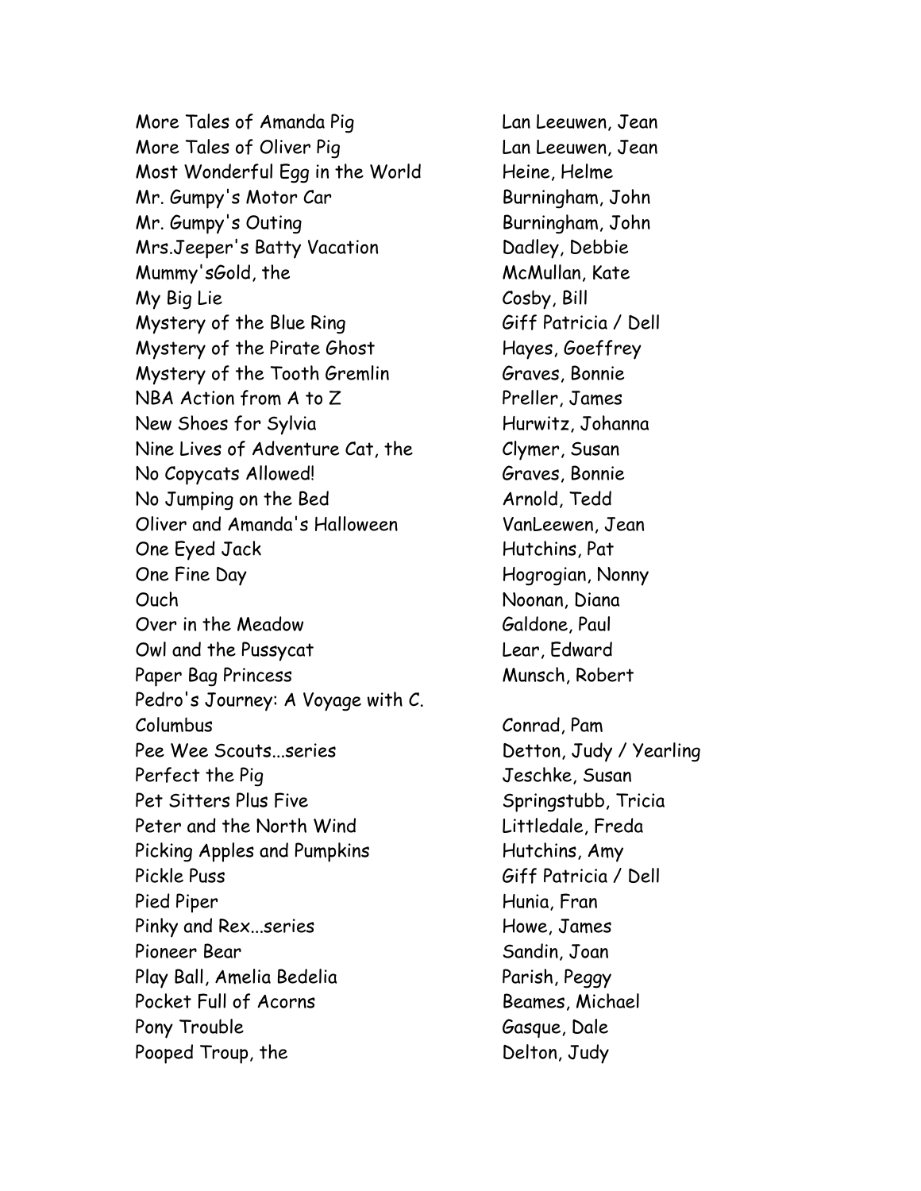| | |
|---|---|
| More Tales of Amanda Pig | Lan Leeuwen, Jean |
| More Tales of Oliver Pig | Lan Leeuwen, Jean |
| Most Wonderful Egg in the World | Heine, Helme |
| Mr. Gumpy's Motor Car | Burningham, John |
| Mr. Gumpy's Outing | Burningham, John |
| Mrs.Jeeper's Batty Vacation | Dadley, Debbie |
| Mummy'sGold, the | McMullan, Kate |
| My Big Lie | Cosby, Bill |
| Mystery of the Blue Ring | Giff Patricia / Dell |
| Mystery of the Pirate Ghost | Hayes, Goeffrey |
| Mystery of the Tooth Gremlin | Graves, Bonnie |
| NBA Action from A to Z | Preller, James |
| New Shoes for Sylvia | Hurwitz, Johanna |
| Nine Lives of Adventure Cat, the | Clymer, Susan |
| No Copycats Allowed! | Graves, Bonnie |
| No Jumping on the Bed | Arnold, Tedd |
| Oliver and Amanda's Halloween | VanLeewen, Jean |
| One Eyed Jack | Hutchins, Pat |
| One Fine Day | Hogrogian, Nonny |
| Ouch | Noonan, Diana |
| Over in the Meadow | Galdone, Paul |
| Owl and the Pussycat | Lear, Edward |
| Paper Bag Princess | Munsch, Robert |
| Pedro's Journey: A Voyage with C. Columbus | Conrad, Pam |
| Pee Wee Scouts...series | Detton, Judy / Yearling |
| Perfect the Pig | Jeschke, Susan |
| Pet Sitters Plus Five | Springstubb, Tricia |
| Peter and the North Wind | Littledale, Freda |
| Picking Apples and Pumpkins | Hutchins, Amy |
| Pickle Puss | Giff Patricia / Dell |
| Pied Piper | Hunia, Fran |
| Pinky and Rex...series | Howe, James |
| Pioneer Bear | Sandin, Joan |
| Play Ball, Amelia Bedelia | Parish, Peggy |
| Pocket Full of Acorns | Beames, Michael |
| Pony Trouble | Gasque, Dale |
| Pooped Troup, the | Delton, Judy |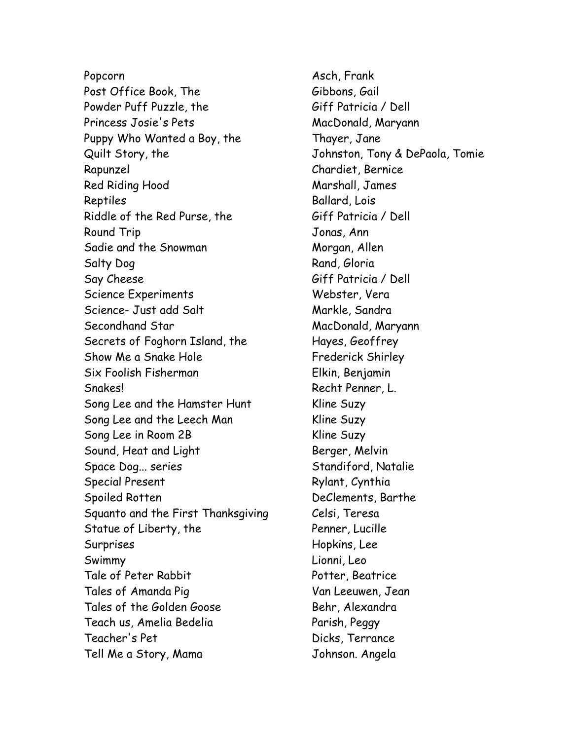| | |
|---|---|
| Popcorn | Asch, Frank |
| Post Office Book, The | Gibbons, Gail |
| Powder Puff Puzzle, the | Giff Patricia / Dell |
| Princess Josie's Pets | MacDonald, Maryann |
| Puppy Who Wanted a Boy, the | Thayer, Jane |
| Quilt Story, the | Johnston, Tony & DePaola, Tomie |
| Rapunzel | Chardiet, Bernice |
| Red Riding Hood | Marshall, James |
| Reptiles | Ballard, Lois |
| Riddle of the Red Purse, the | Giff Patricia / Dell |
| Round Trip | Jonas, Ann |
| Sadie and the Snowman | Morgan, Allen |
| Salty Dog | Rand, Gloria |
| Say Cheese | Giff Patricia / Dell |
| Science Experiments | Webster, Vera |
| Science- Just add Salt | Markle, Sandra |
| Secondhand Star | MacDonald, Maryann |
| Secrets of Foghorn Island, the | Hayes, Geoffrey |
| Show Me a Snake Hole | Frederick Shirley |
| Six Foolish Fisherman | Elkin, Benjamin |
| Snakes! | Recht Penner, L. |
| Song Lee and the Hamster Hunt | Kline Suzy |
| Song Lee and the Leech Man | Kline Suzy |
| Song Lee in Room 2B | Kline Suzy |
| Sound, Heat and Light | Berger, Melvin |
| Space Dog... series | Standiford, Natalie |
| Special Present | Rylant, Cynthia |
| Spoiled Rotten | DeClements, Barthe |
| Squanto and the First Thanksgiving | Celsi, Teresa |
| Statue of Liberty, the | Penner, Lucille |
| Surprises | Hopkins, Lee |
| Swimmy | Lionni, Leo |
| Tale of Peter Rabbit | Potter, Beatrice |
| Tales of Amanda Pig | Van Leeuwen, Jean |
| Tales of the Golden Goose | Behr, Alexandra |
| Teach us, Amelia Bedelia | Parish, Peggy |
| Teacher's Pet | Dicks, Terrance |
| Tell Me a Story, Mama | Johnson. Angela |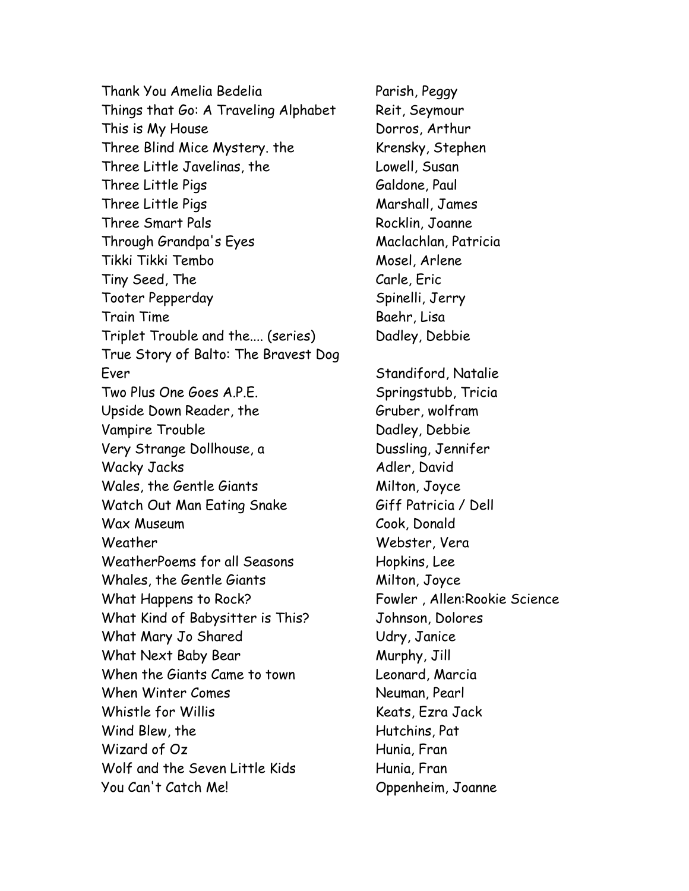| Title | Author |
| --- | --- |
| Thank You Amelia Bedelia | Parish, Peggy |
| Things that Go: A Traveling Alphabet | Reit, Seymour |
| This is My House | Dorros, Arthur |
| Three Blind Mice Mystery. the | Krensky, Stephen |
| Three Little Javelinas, the | Lowell, Susan |
| Three Little Pigs | Galdone, Paul |
| Three Little Pigs | Marshall, James |
| Three Smart Pals | Rocklin, Joanne |
| Through Grandpa's Eyes | Maclachlan, Patricia |
| Tikki Tikki Tembo | Mosel, Arlene |
| Tiny Seed, The | Carle, Eric |
| Tooter Pepperday | Spinelli, Jerry |
| Train Time | Baehr, Lisa |
| Triplet Trouble and the.... (series) | Dadley, Debbie |
| True Story of Balto: The Bravest Dog Ever | Standiford, Natalie |
| Two Plus One Goes A.P.E. | Springstubb, Tricia |
| Upside Down Reader, the | Gruber, wolfram |
| Vampire Trouble | Dadley, Debbie |
| Very Strange Dollhouse, a | Dussling, Jennifer |
| Wacky Jacks | Adler, David |
| Wales, the Gentle Giants | Milton, Joyce |
| Watch Out Man Eating Snake | Giff Patricia / Dell |
| Wax Museum | Cook, Donald |
| Weather | Webster, Vera |
| WeatherPoems for all Seasons | Hopkins, Lee |
| Whales, the Gentle Giants | Milton, Joyce |
| What Happens to Rock? | Fowler , Allen:Rookie Science |
| What Kind of Babysitter is This? | Johnson, Dolores |
| What Mary Jo Shared | Udry, Janice |
| What Next Baby Bear | Murphy, Jill |
| When the Giants Came to town | Leonard, Marcia |
| When Winter Comes | Neuman, Pearl |
| Whistle for Willis | Keats, Ezra Jack |
| Wind Blew, the | Hutchins, Pat |
| Wizard of Oz | Hunia, Fran |
| Wolf and the Seven Little Kids | Hunia, Fran |
| You Can't Catch Me! | Oppenheim, Joanne |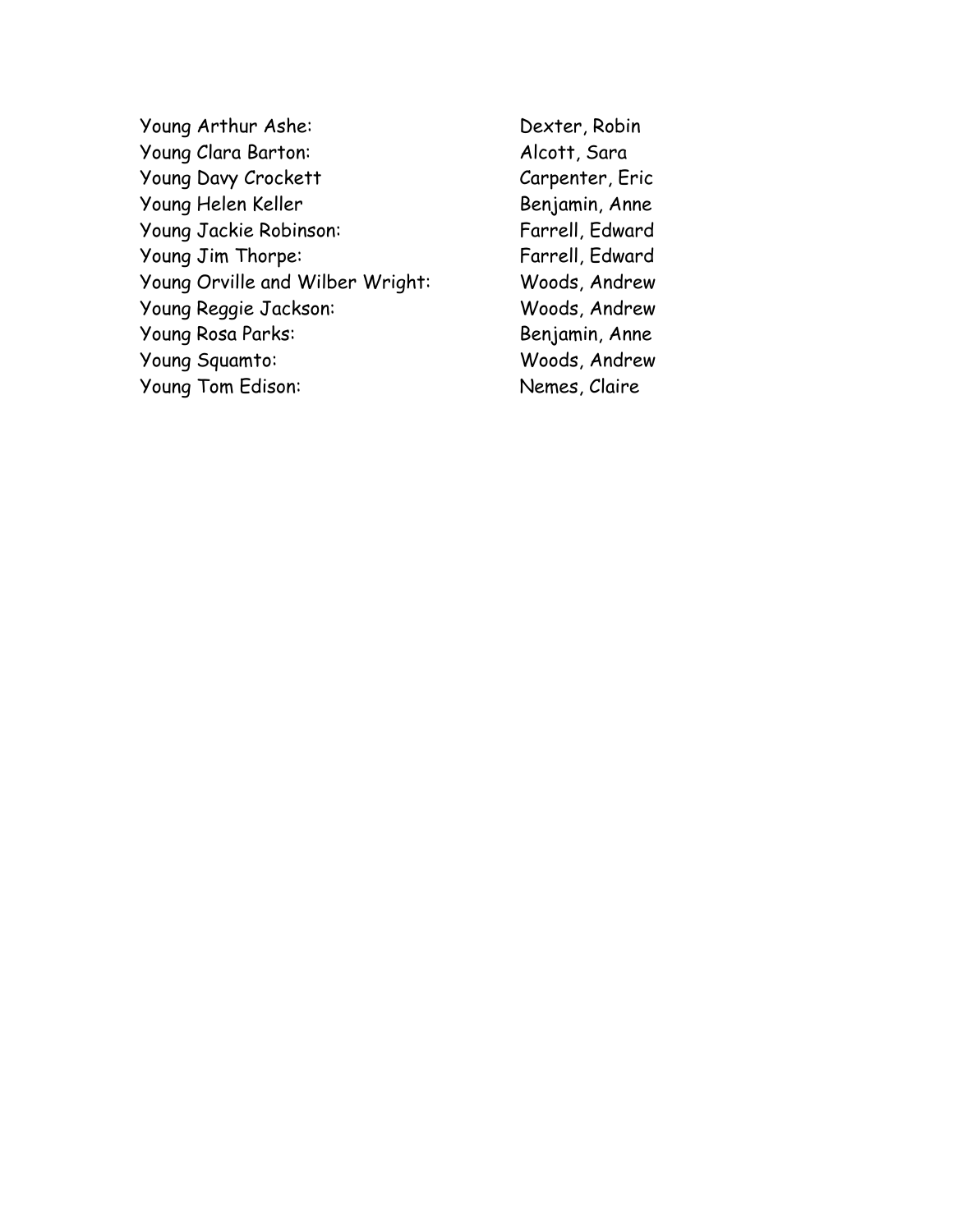| | |
|---|---|
| Young Arthur Ashe: | Dexter, Robin |
| Young Clara Barton: | Alcott, Sara |
| Young Davy Crockett | Carpenter, Eric |
| Young Helen Keller | Benjamin, Anne |
| Young Jackie Robinson: | Farrell, Edward |
| Young Jim Thorpe: | Farrell, Edward |
| Young Orville and Wilber Wright: | Woods, Andrew |
| Young Reggie Jackson: | Woods, Andrew |
| Young Rosa Parks: | Benjamin, Anne |
| Young Squamto: | Woods, Andrew |
| Young Tom Edison: | Nemes, Claire |